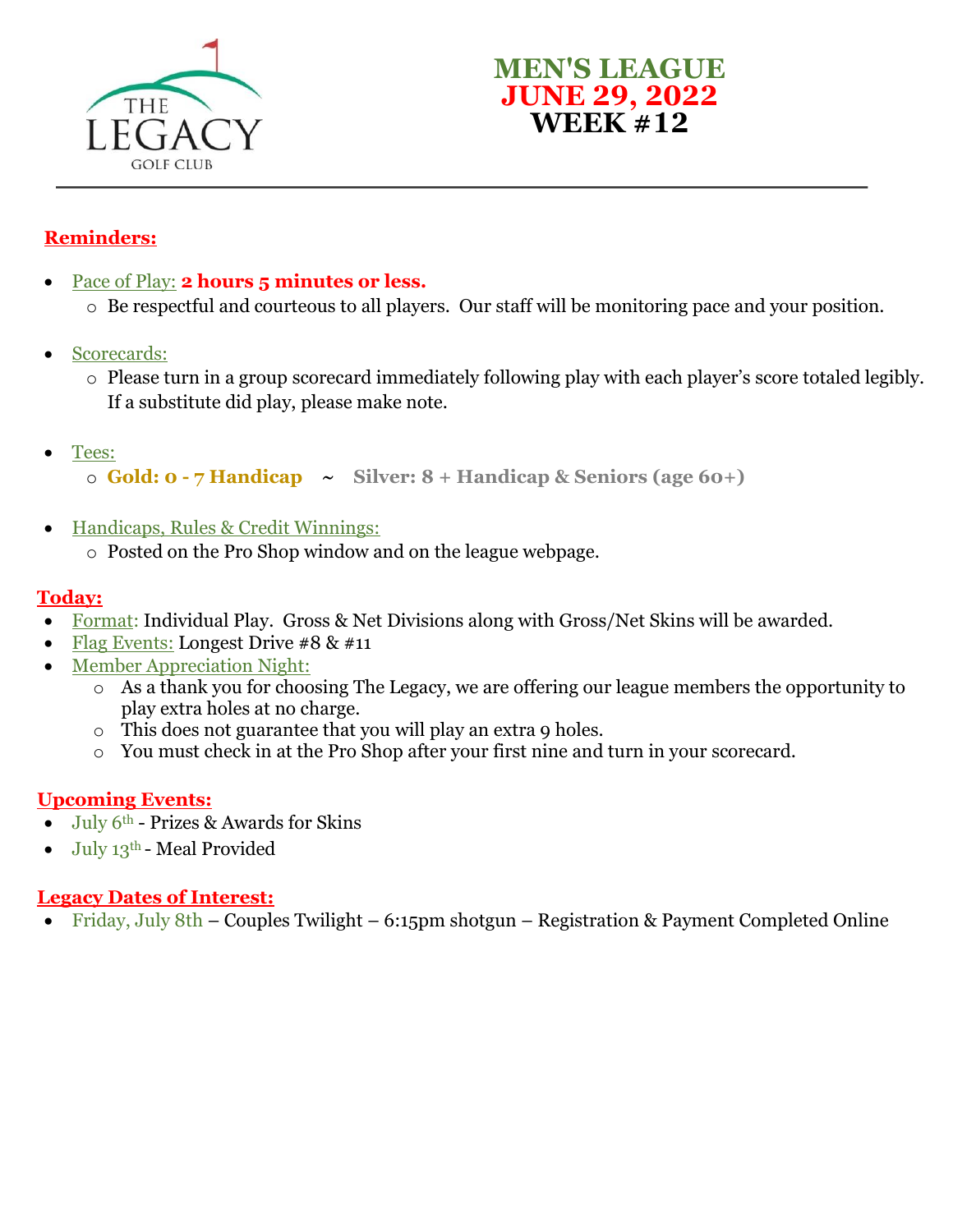THE LEGACY GOLF CLUB

# MEN'S LEAGUE
# JUNE 29, 2022
# WEEK #12

---

## Reminders:

- Pace of Play: **2 hours 5 minutes or less.**
  - Be respectful and courteous to all players. Our staff will be monitoring pace and your position.

- Scorecards:
  - Please turn in a group scorecard immediately following play with each player's score totaled legibly. If a substitute did play, please make note.

- Tees:
  - **Gold: 0 - 7 Handicap** ~ **Silver: 8 + Handicap & Seniors (age 60+)**

- Handicaps, Rules & Credit Winnings:
  - Posted on the Pro Shop window and on the league webpage.

## Today:

- Format: Individual Play. Gross & Net Divisions along with Gross/Net Skins will be awarded.
- Flag Events: Longest Drive #8 & #11
- Member Appreciation Night:
  - As a thank you for choosing The Legacy, we are offering our league members the opportunity to play extra holes at no charge.
  - This does not guarantee that you will play an extra 9 holes.
  - You must check in at the Pro Shop after your first nine and turn in your scorecard.

## Upcoming Events:

- July 6th - Prizes & Awards for Skins
- July 13th - Meal Provided

## Legacy Dates of Interest:

- Friday, July 8th – Couples Twilight – 6:15pm shotgun – Registration & Payment Completed Online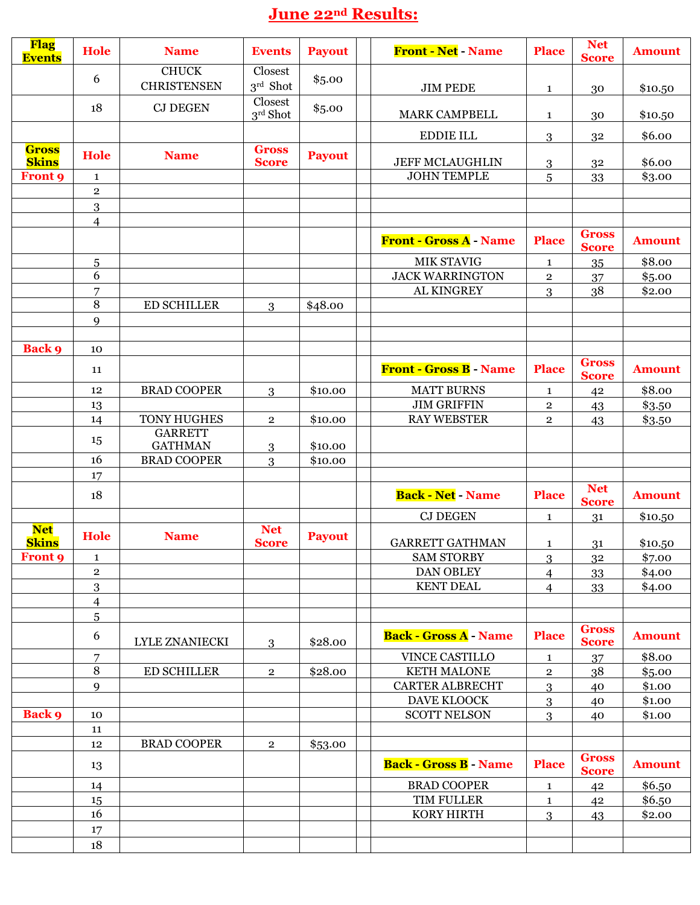# June 22nd Results:

| Flag Events | Hole | Name | Events | Payout |
|---|---|---|---|---|
| | 6 | CHUCK CHRISTENSEN | Closest 3rd Shot | $5.00 |
| | 18 | CJ DEGEN | Closest 3rd Shot | $5.00 |

| Gross Skins | Hole | Name | Gross Score | Payout |
|---|---|---|---|---|
| Front 9 | 1 | | | |
| | 2 | | | |
| | 3 | | | |
| | 4 | | | |
| | 5 | | | |
| | 6 | | | |
| | 7 | | | |
| | 8 | ED SCHILLER | 3 | $48.00 |
| | 9 | | | |
| Back 9 | 10 | | | |
| | 11 | | | |
| | 12 | BRAD COOPER | 3 | $10.00 |
| | 13 | | | |
| | 14 | TONY HUGHES | 2 | $10.00 |
| | 15 | GARRETT GATHMAN | 3 | $10.00 |
| | 16 | BRAD COOPER | 3 | $10.00 |
| | 17 | | | |
| | 18 | | | |

| Net Skins | Hole | Name | Net Score | Payout |
|---|---|---|---|---|
| Front 9 | 1 | | | |
| | 2 | | | |
| | 3 | | | |
| | 4 | | | |
| | 5 | | | |
| | 6 | LYLE ZNANIECKI | 3 | $28.00 |
| | 7 | | | |
| | 8 | ED SCHILLER | 2 | $28.00 |
| | 9 | | | |
| Back 9 | 10 | | | |
| | 11 | | | |
| | 12 | BRAD COOPER | 2 | $53.00 |
| | 13 | | | |
| | 14 | | | |
| | 15 | | | |
| | 16 | | | |
| | 17 | | | |
| | 18 | | | |

| Front - Net - Name | Place | Net Score | Amount |
|---|---|---|---|
| JIM PEDE | 1 | 30 | $10.50 |
| MARK CAMPBELL | 1 | 30 | $10.50 |
| EDDIE ILL | 3 | 32 | $6.00 |
| JEFF MCLAUGHLIN | 3 | 32 | $6.00 |
| JOHN TEMPLE | 5 | 33 | $3.00 |

| Front - Gross A - Name | Place | Gross Score | Amount |
|---|---|---|---|
| MIK STAVIG | 1 | 35 | $8.00 |
| JACK WARRINGTON | 2 | 37 | $5.00 |
| AL KINGREY | 3 | 38 | $2.00 |

| Front - Gross B - Name | Place | Gross Score | Amount |
|---|---|---|---|
| MATT BURNS | 1 | 42 | $8.00 |
| JIM GRIFFIN | 2 | 43 | $3.50 |
| RAY WEBSTER | 2 | 43 | $3.50 |

| Back - Net - Name | Place | Net Score | Amount |
|---|---|---|---|
| CJ DEGEN | 1 | 31 | $10.50 |
| GARRETT GATHMAN | 1 | 31 | $10.50 |
| SAM STORBY | 3 | 32 | $7.00 |
| DAN OBLEY | 4 | 33 | $4.00 |
| KENT DEAL | 4 | 33 | $4.00 |

| Back - Gross A - Name | Place | Gross Score | Amount |
|---|---|---|---|
| VINCE CASTILLO | 1 | 37 | $8.00 |
| KETH MALONE | 2 | 38 | $5.00 |
| CARTER ALBRECHT | 3 | 40 | $1.00 |
| DAVE KLOOCK | 3 | 40 | $1.00 |
| SCOTT NELSON | 3 | 40 | $1.00 |

| Back - Gross B - Name | Place | Gross Score | Amount |
|---|---|---|---|
| BRAD COOPER | 1 | 42 | $6.50 |
| TIM FULLER | 1 | 42 | $6.50 |
| KORY HIRTH | 3 | 43 | $2.00 |